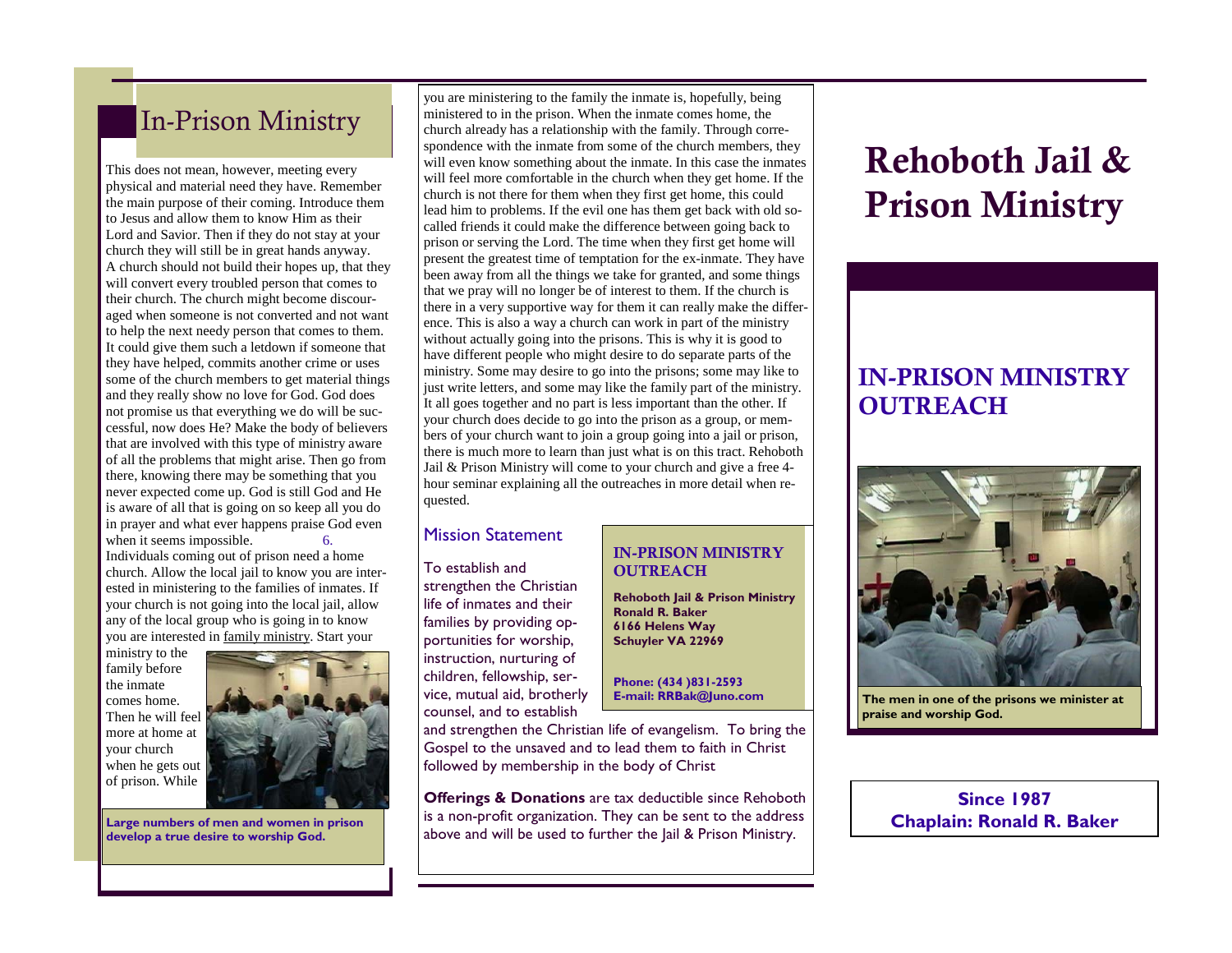## In-Prison Ministry

This does not mean, however, meeting every physical and material need they have. Remember the main purpose of their coming. Introduce them to Jesus and allow them to know Him as their Lord and Savior. Then if they do not stay at your church they will still be in great hands anyway. A church should not build their hopes up, that they will convert every troubled person that comes to their church. The church might become discouraged when someone is not converted and not want to help the next needy person that comes to them. It could give them such a letdown if someone that they have helped, commits another crime or uses some of the church members to get material things and they really show no love for God. God does not promise us that everything we do will be successful, now does He? Make the body of believers that are involved with this type of ministry aware of all the problems that might arise. Then go from there, knowing there may be something that you never expected come up. God is still God and He is aware of all that is going on so keep all you do in prayer and what ever happens praise God even when it seems impossible. 6. Individuals coming out of prison need a home church. Allow the local jail to know you are interested in ministering to the families of inmates. If your church is not going into the local jail, allow any of the local group who is going in to know you are interested in family ministry. Start your ministry to the family before the inmate comes home. Then he will feel more at home at your church when he gets out of prison. While you are ministering to the family the inmate is, hopefully, being ministered to in the prison. When the inmate comes home, the church already has a relationship with the family. Through correspondence with the inmate from some of the church members, they will even know something about the inmate. In this case the inmates will feel more comfortable in the church when they get home. If the church is not there for them when they first get home, this could lead him to problems. If the evil one has them get back with old so-called friends it could make the difference between going back to prison or serving the Lord. The time when they first get home will present the greatest time of temptation for the ex-inmate. They have been away from all the things we take for granted, and some things that we pray will no longer be of interest to them. If the church is there in a very supportive way for them it can really make the difference. This is also a way a church can work in part of the ministry without actually going into the prisons. This is why it is good to have different people who might desire to do separate parts of the ministry. Some may desire to go into the prisons; some may like to just write letters, and some may like the family part of the ministry. It all goes together and no part is less important than the other. If your church does decide to go into the prison as a group, or members of your church want to join a group going into a jail or prison, there is much more to learn than just what is on this tract. Rehoboth Jail & Prison Ministry will come to your church and give a free 4-hour seminar explaining all the outreaches in more detail when requested.

**Large numbers of men and women in prison develop a true desire to worship God.**

### Mission Statement

To establish and strengthen the Christian life of inmates and their families by providing opportunities for worship, instruction, nurturing of children, fellowship, service, mutual aid, brotherly counsel, and to establish and strengthen the Christian life of evangelism. To bring the Gospel to the unsaved and to lead them to faith in Christ followed by membership in the body of Christ

**IN-PRISON MINISTRY OUTREACH**

**Rehoboth Jail & Prison Ministry**
**Ronald R. Baker**
**6166 Helens Way**
**Schuyler VA 22969**

**Phone: (434 )831-2593**
**E-mail: RRBak@Juno.com**

**Offerings & Donations** are tax deductible since Rehoboth is a non-profit organization. They can be sent to the address above and will be used to further the Jail & Prison Ministry.

# Rehoboth Jail & Prison Ministry

## IN-PRISON MINISTRY OUTREACH

**The men in one of the prisons we minister at praise and worship God.**

**Since 1987**
**Chaplain: Ronald R. Baker**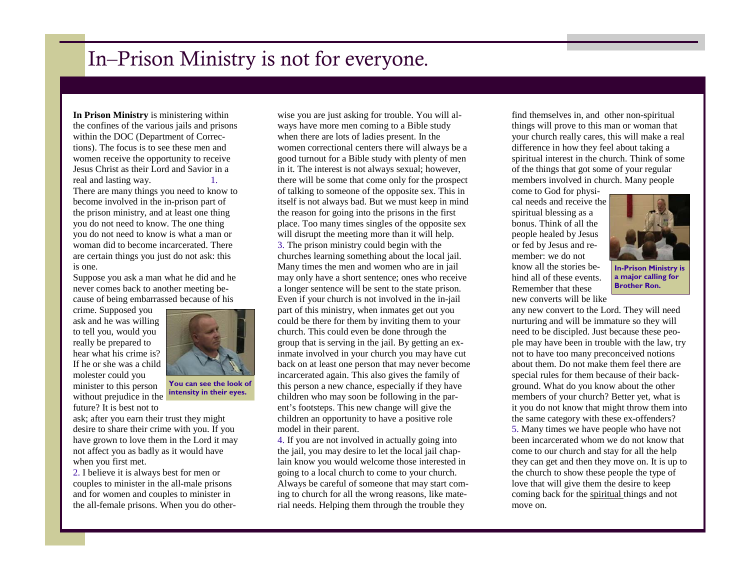# In–Prison Ministry is not for everyone.

**In Prison Ministry** is ministering within the confines of the various jails and prisons within the DOC (Department of Corrections). The focus is to see these men and women receive the opportunity to receive Jesus Christ as their Lord and Savior in a real and lasting way.

1. There are many things you need to know to become involved in the in-prison part of the prison ministry, and at least one thing you do not need to know. The one thing you do not need to know is what a man or woman did to become incarcerated. There are certain things you just do not ask: this is one.

Suppose you ask a man what he did and he never comes back to another meeting because of being embarrassed because of his crime. Supposed you ask and he was willing to tell you, would you really be prepared to hear what his crime is? If he or she was a child molester could you minister to this person without prejudice in the future? It is best not to ask; after you earn their trust they might desire to share their crime with you. If you have grown to love them in the Lord it may not affect you as badly as it would have when you first met.

You can see the look of intensity in their eyes.

2. I believe it is always best for men or couples to minister in the all-male prisons and for women and couples to minister in the all-female prisons. When you do otherwise you are just asking for trouble. You will always have more men coming to a Bible study when there are lots of ladies present. In the women correctional centers there will always be a good turnout for a Bible study with plenty of men in it. The interest is not always sexual; however, there will be some that come only for the prospect of talking to someone of the opposite sex. This in itself is not always bad. But we must keep in mind the reason for going into the prisons in the first place. Too many times singles of the opposite sex will disrupt the meeting more than it will help.

3. The prison ministry could begin with the churches learning something about the local jail. Many times the men and women who are in jail may only have a short sentence; ones who receive a longer sentence will be sent to the state prison. Even if your church is not involved in the in-jail part of this ministry, when inmates get out you could be there for them by inviting them to your church. This could even be done through the group that is serving in the jail. By getting an ex-inmate involved in your church you may have cut back on at least one person that may never become incarcerated again. This also gives the family of this person a new chance, especially if they have children who may soon be following in the parent's footsteps. This new change will give the children an opportunity to have a positive role model in their parent.

4. If you are not involved in actually going into the jail, you may desire to let the local jail chaplain know you would welcome those interested in going to a local church to come to your church. Always be careful of someone that may start coming to church for all the wrong reasons, like material needs. Helping them through the trouble they find themselves in, and other non-spiritual things will prove to this man or woman that your church really cares, this will make a real difference in how they feel about taking a spiritual interest in the church. Think of some of the things that got some of your regular members involved in church. Many people come to God for physical needs and receive the spiritual blessing as a bonus. Think of all the people healed by Jesus or fed by Jesus and remember: we do not know all the stories behind all of these events. Remember that these new converts will be like any new convert to the Lord. They will need nurturing and will be immature so they will need to be discipled. Just because these people may have been in trouble with the law, try not to have too many preconceived notions about them. Do not make them feel there are special rules for them because of their background. What do you know about the other members of your church? Better yet, what is it you do not know that might throw them into the same category with these ex-offenders?

In-Prison Ministry is a major calling for Brother Ron.

5. Many times we have people who have not been incarcerated whom we do not know that come to our church and stay for all the help they can get and then they move on. It is up to the church to show these people the type of love that will give them the desire to keep coming back for the spiritual things and not move on.